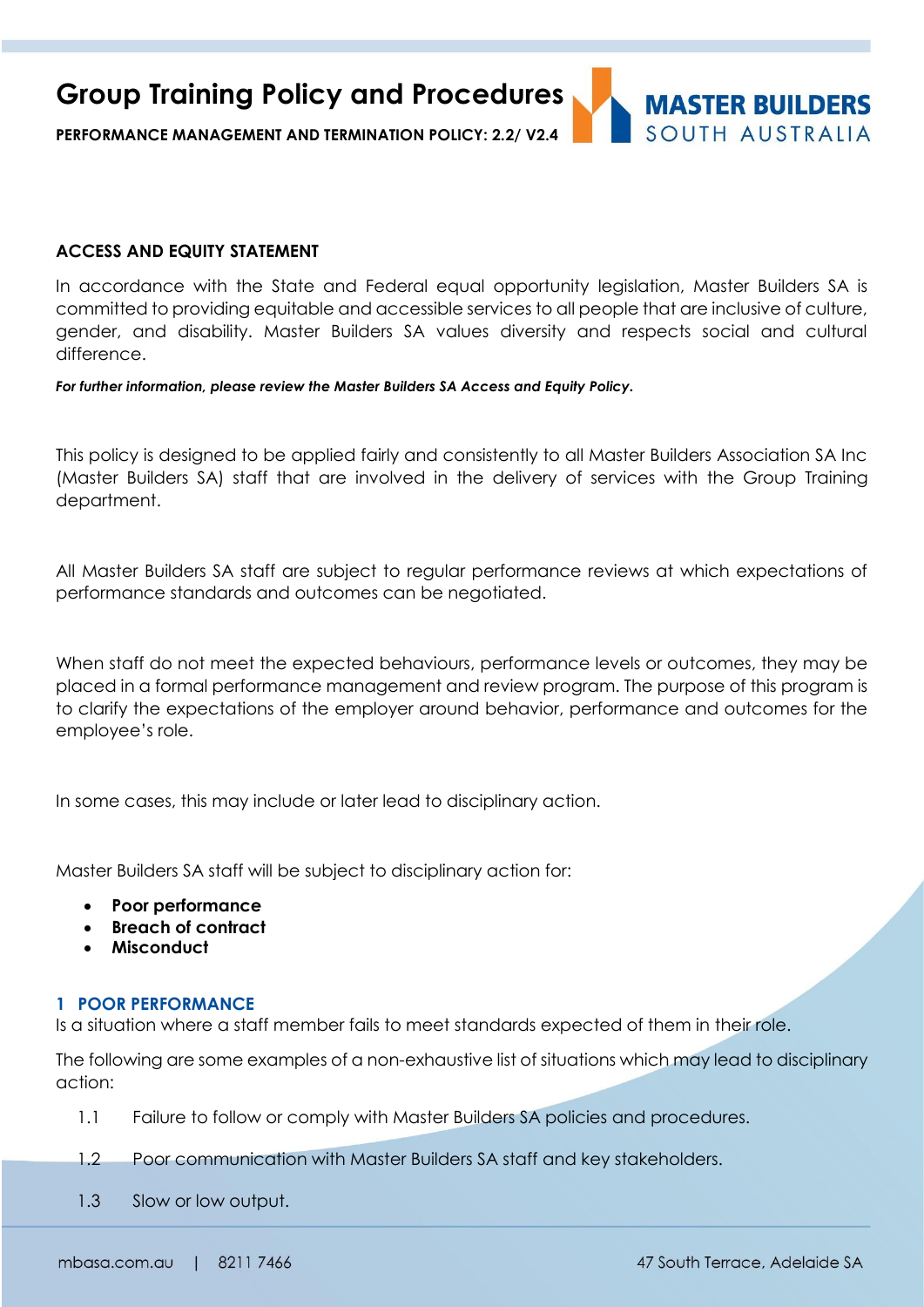# Group Training Policy and Procedures

**PERFORMANCE MANAGEMENT AND TERMINATION POLICY: 2.2/ V2.4**

**ACCESS AND EQUITY STATEMENT**

In accordance with the State and Federal equal opportunity legislation, Master Builders SA is committed to providing equitable and accessible services to all people that are inclusive of culture, gender, and disability. Master Builders SA values diversity and respects social and cultural difference.

***For further information, please review the Master Builders SA Access and Equity Policy.***

This policy is designed to be applied fairly and consistently to all Master Builders Association SA Inc (Master Builders SA) staff that are involved in the delivery of services with the Group Training department.

All Master Builders SA staff are subject to regular performance reviews at which expectations of performance standards and outcomes can be negotiated.

When staff do not meet the expected behaviours, performance levels or outcomes, they may be placed in a formal performance management and review program. The purpose of this program is to clarify the expectations of the employer around behavior, performance and outcomes for the employee's role.

In some cases, this may include or later lead to disciplinary action.

Master Builders SA staff will be subject to disciplinary action for:

- **Poor performance**
- **Breach of contract**
- **Misconduct**

## 1 POOR PERFORMANCE

Is a situation where a staff member fails to meet standards expected of them in their role.

The following are some examples of a non-exhaustive list of situations which may lead to disciplinary action:

1.1 Failure to follow or comply with Master Builders SA policies and procedures.

1.2 Poor communication with Master Builders SA staff and key stakeholders.

1.3 Slow or low output.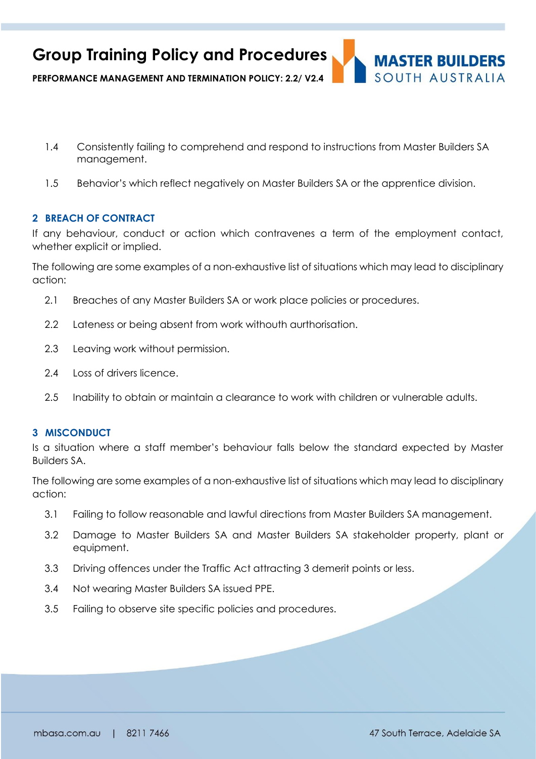1.4 Consistently failing to comprehend and respond to instructions from Master Builders SA management.

1.5 Behavior's which reflect negatively on Master Builders SA or the apprentice division.

## 2 BREACH OF CONTRACT

If any behaviour, conduct or action which contravenes a term of the employment contact, whether explicit or implied.

The following are some examples of a non-exhaustive list of situations which may lead to disciplinary action:

2.1 Breaches of any Master Builders SA or work place policies or procedures.

2.2 Lateness or being absent from work withouth aurthorisation.

2.3 Leaving work without permission.

2.4 Loss of drivers licence.

2.5 Inability to obtain or maintain a clearance to work with children or vulnerable adults.

## 3 MISCONDUCT

Is a situation where a staff member's behaviour falls below the standard expected by Master Builders SA.

The following are some examples of a non-exhaustive list of situations which may lead to disciplinary action:

3.1 Failing to follow reasonable and lawful directions from Master Builders SA management.

3.2 Damage to Master Builders SA and Master Builders SA stakeholder property, plant or equipment.

3.3 Driving offences under the Traffic Act attracting 3 demerit points or less.

3.4 Not wearing Master Builders SA issued PPE.

3.5 Failing to observe site specific policies and procedures.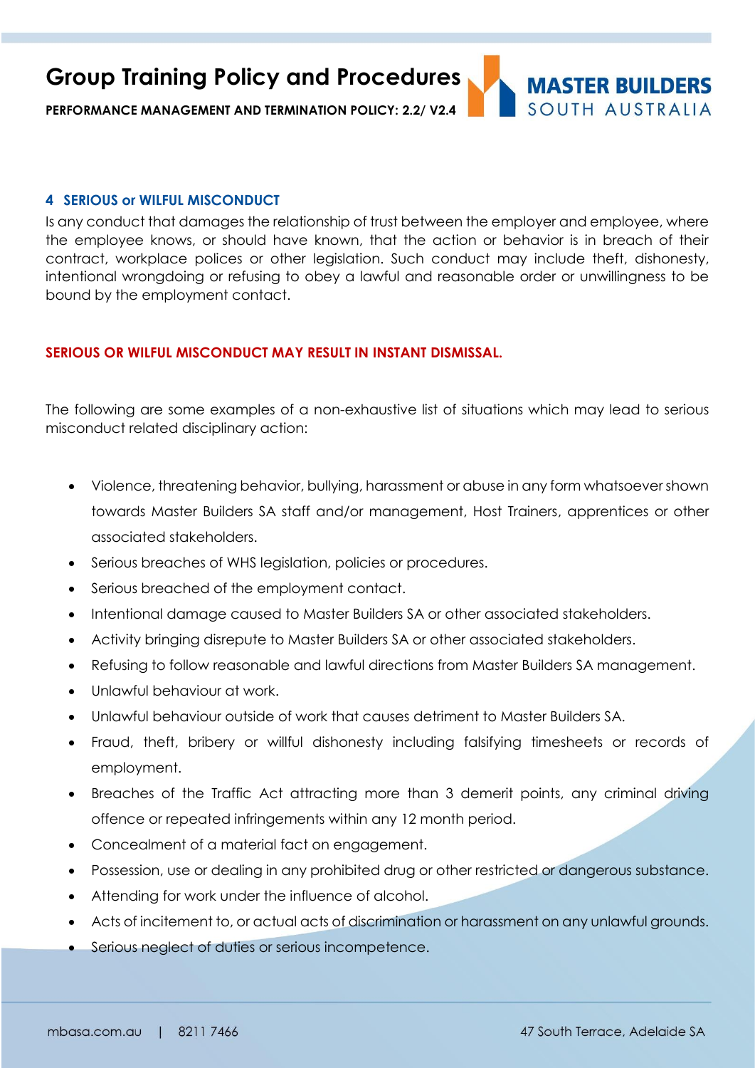## 4 SERIOUS or WILFUL MISCONDUCT

Is any conduct that damages the relationship of trust between the employer and employee, where the employee knows, or should have known, that the action or behavior is in breach of their contract, workplace polices or other legislation. Such conduct may include theft, dishonesty, intentional wrongdoing or refusing to obey a lawful and reasonable order or unwillingness to be bound by the employment contact.

**SERIOUS OR WILFUL MISCONDUCT MAY RESULT IN INSTANT DISMISSAL.**

The following are some examples of a non-exhaustive list of situations which may lead to serious misconduct related disciplinary action:

- Violence, threatening behavior, bullying, harassment or abuse in any form whatsoever shown towards Master Builders SA staff and/or management, Host Trainers, apprentices or other associated stakeholders.
- Serious breaches of WHS legislation, policies or procedures.
- Serious breached of the employment contact.
- Intentional damage caused to Master Builders SA or other associated stakeholders.
- Activity bringing disrepute to Master Builders SA or other associated stakeholders.
- Refusing to follow reasonable and lawful directions from Master Builders SA management.
- Unlawful behaviour at work.
- Unlawful behaviour outside of work that causes detriment to Master Builders SA.
- Fraud, theft, bribery or willful dishonesty including falsifying timesheets or records of employment.
- Breaches of the Traffic Act attracting more than 3 demerit points, any criminal driving offence or repeated infringements within any 12 month period.
- Concealment of a material fact on engagement.
- Possession, use or dealing in any prohibited drug or other restricted or dangerous substance.
- Attending for work under the influence of alcohol.
- Acts of incitement to, or actual acts of discrimination or harassment on any unlawful grounds.
- Serious neglect of duties or serious incompetence.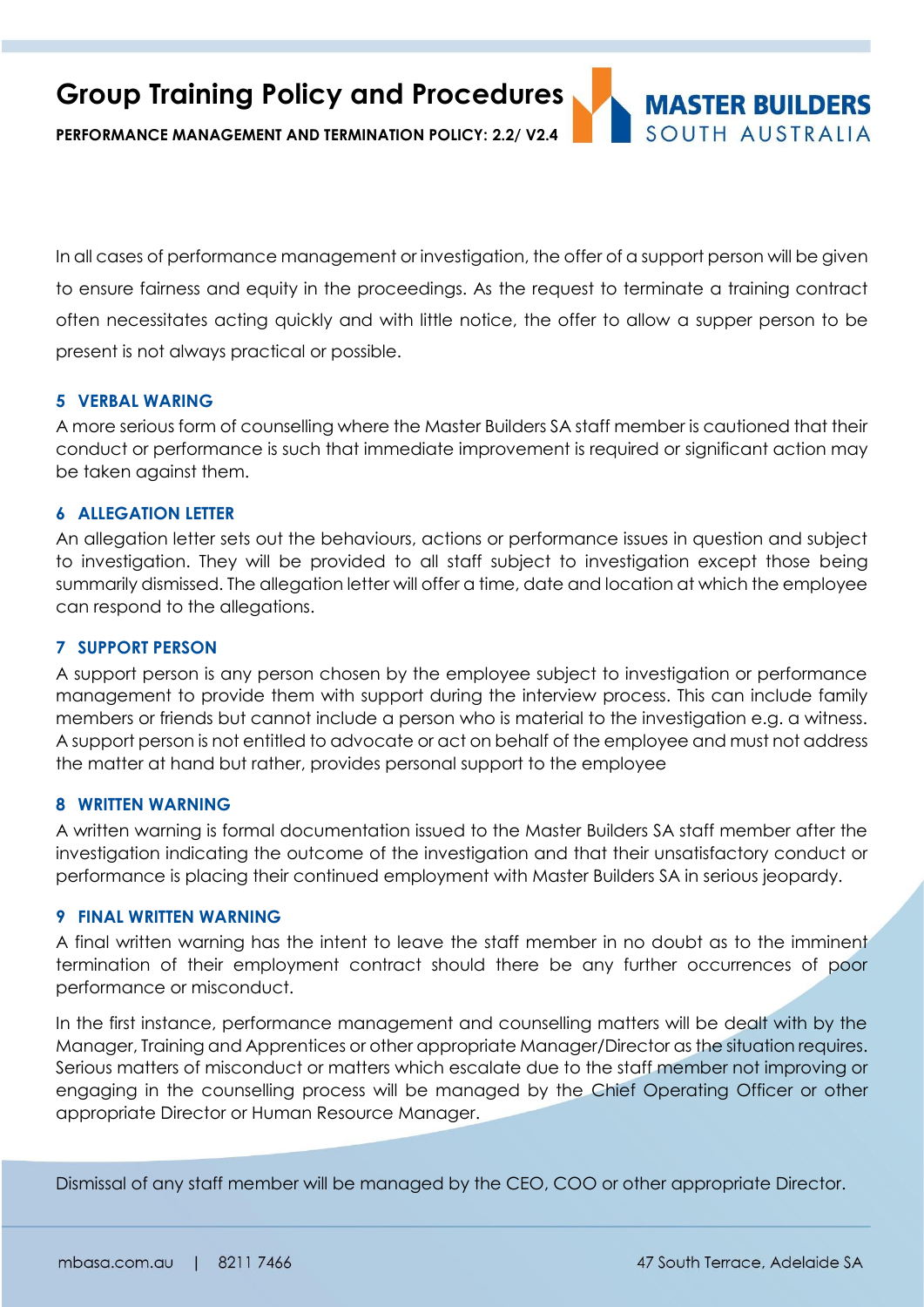In all cases of performance management or investigation, the offer of a support person will be given to ensure fairness and equity in the proceedings. As the request to terminate a training contract often necessitates acting quickly and with little notice, the offer to allow a supper person to be present is not always practical or possible.

## 5 VERBAL WARING

A more serious form of counselling where the Master Builders SA staff member is cautioned that their conduct or performance is such that immediate improvement is required or significant action may be taken against them.

## 6 ALLEGATION LETTER

An allegation letter sets out the behaviours, actions or performance issues in question and subject to investigation. They will be provided to all staff subject to investigation except those being summarily dismissed. The allegation letter will offer a time, date and location at which the employee can respond to the allegations.

## 7 SUPPORT PERSON

A support person is any person chosen by the employee subject to investigation or performance management to provide them with support during the interview process. This can include family members or friends but cannot include a person who is material to the investigation e.g. a witness. A support person is not entitled to advocate or act on behalf of the employee and must not address the matter at hand but rather, provides personal support to the employee

## 8 WRITTEN WARNING

A written warning is formal documentation issued to the Master Builders SA staff member after the investigation indicating the outcome of the investigation and that their unsatisfactory conduct or performance is placing their continued employment with Master Builders SA in serious jeopardy.

## 9 FINAL WRITTEN WARNING

A final written warning has the intent to leave the staff member in no doubt as to the imminent termination of their employment contract should there be any further occurrences of poor performance or misconduct.

In the first instance, performance management and counselling matters will be dealt with by the Manager, Training and Apprentices or other appropriate Manager/Director as the situation requires. Serious matters of misconduct or matters which escalate due to the staff member not improving or engaging in the counselling process will be managed by the Chief Operating Officer or other appropriate Director or Human Resource Manager.

Dismissal of any staff member will be managed by the CEO, COO or other appropriate Director.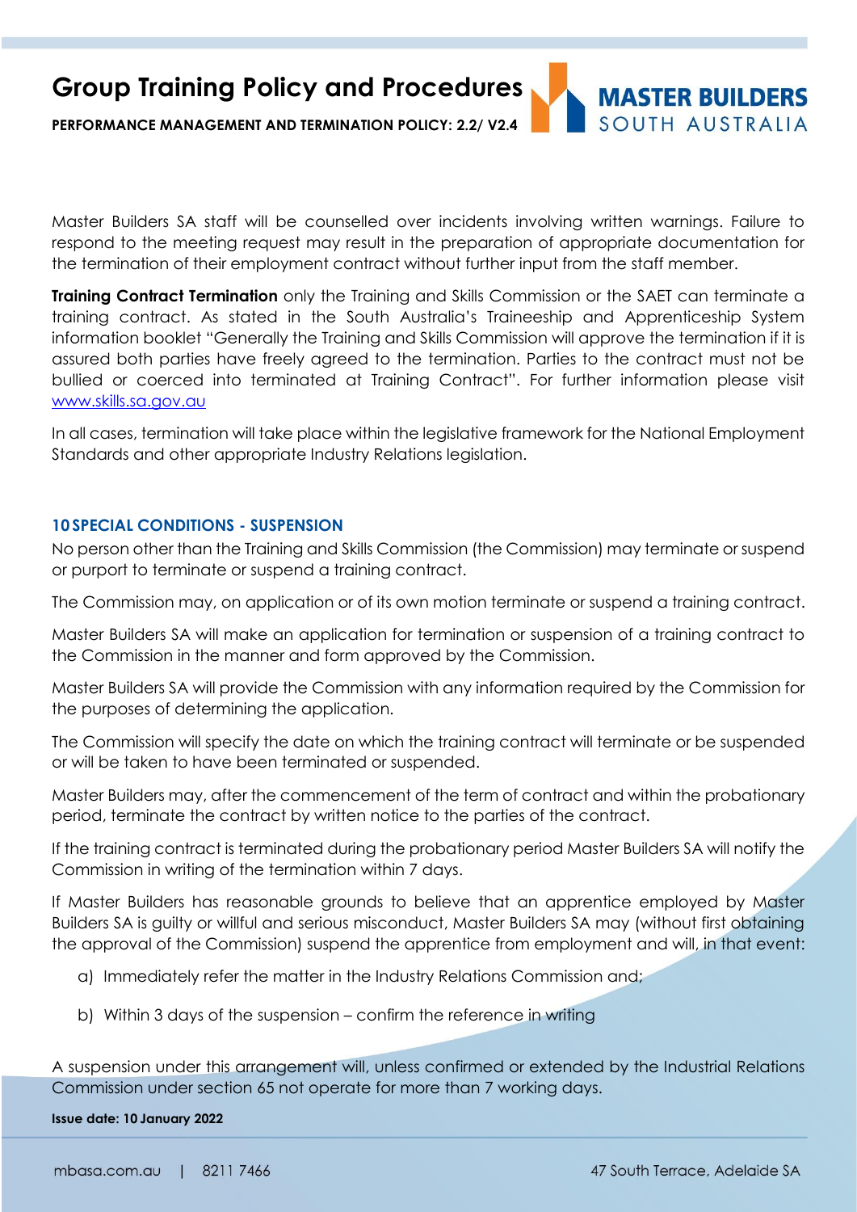Master Builders SA staff will be counselled over incidents involving written warnings. Failure to respond to the meeting request may result in the preparation of appropriate documentation for the termination of their employment contract without further input from the staff member.

**Training Contract Termination** only the Training and Skills Commission or the SAET can terminate a training contract. As stated in the South Australia's Traineeship and Apprenticeship System information booklet "Generally the Training and Skills Commission will approve the termination if it is assured both parties have freely agreed to the termination. Parties to the contract must not be bullied or coerced into terminated at Training Contract". For further information please visit www.skills.sa.gov.au

In all cases, termination will take place within the legislative framework for the National Employment Standards and other appropriate Industry Relations legislation.

## 10 SPECIAL CONDITIONS - SUSPENSION

No person other than the Training and Skills Commission (the Commission) may terminate or suspend or purport to terminate or suspend a training contract.

The Commission may, on application or of its own motion terminate or suspend a training contract.

Master Builders SA will make an application for termination or suspension of a training contract to the Commission in the manner and form approved by the Commission.

Master Builders SA will provide the Commission with any information required by the Commission for the purposes of determining the application.

The Commission will specify the date on which the training contract will terminate or be suspended or will be taken to have been terminated or suspended.

Master Builders may, after the commencement of the term of contract and within the probationary period, terminate the contract by written notice to the parties of the contract.

If the training contract is terminated during the probationary period Master Builders SA will notify the Commission in writing of the termination within 7 days.

If Master Builders has reasonable grounds to believe that an apprentice employed by Master Builders SA is guilty or willful and serious misconduct, Master Builders SA may (without first obtaining the approval of the Commission) suspend the apprentice from employment and will, in that event:

a) Immediately refer the matter in the Industry Relations Commission and;

b) Within 3 days of the suspension – confirm the reference in writing

A suspension under this arrangement will, unless confirmed or extended by the Industrial Relations Commission under section 65 not operate for more than 7 working days.

**Issue date: 10 January 2022**